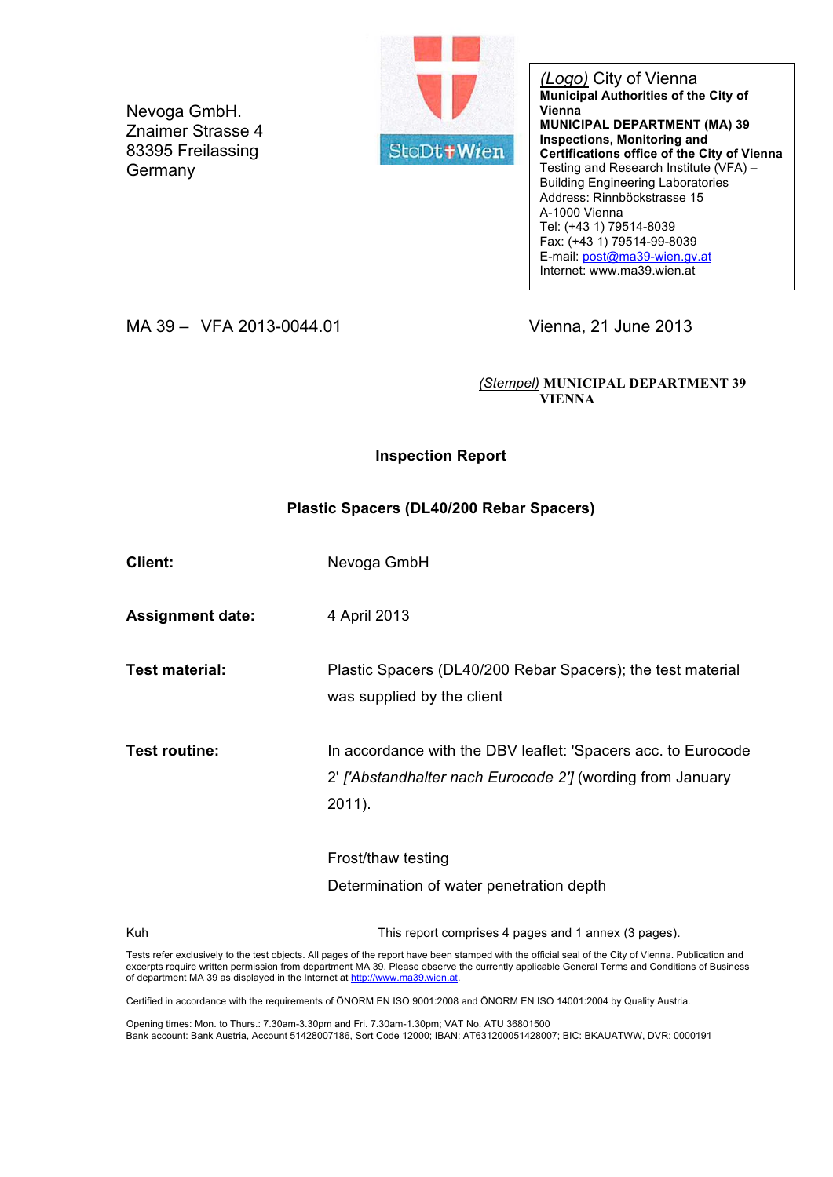Nevoga GmbH.
Znaimer Strasse 4
83395 Freilassing
Germany

StaDt Wien

*(Logo)* City of Vienna
**Municipal Authorities of the City of Vienna**
**MUNICIPAL DEPARTMENT (MA) 39**
**Inspections, Monitoring and Certifications office of the City of Vienna**
Testing and Research Institute (VFA) – Building Engineering Laboratories
Address: Rinnböckstrasse 15
A-1000 Vienna
Tel: (+43 1) 79514-8039
Fax: (+43 1) 79514-99-8039
E-mail: post@ma39-wien.gv.at
Internet: www.ma39.wien.at

MA 39 – VFA 2013-0044.01

Vienna, 21 June 2013

*(Stempel)* **MUNICIPAL DEPARTMENT 39 VIENNA**

**Inspection Report**

**Plastic Spacers (DL40/200 Rebar Spacers)**

**Client:** Nevoga GmbH

**Assignment date:** 4 April 2013

**Test material:** Plastic Spacers (DL40/200 Rebar Spacers); the test material was supplied by the client

**Test routine:** In accordance with the DBV leaflet: 'Spacers acc. to Eurocode 2' *['Abstandhalter nach Eurocode 2']* (wording from January 2011).

Frost/thaw testing
Determination of water penetration depth

Kuh

This report comprises 4 pages and 1 annex (3 pages).

Tests refer exclusively to the test objects. All pages of the report have been stamped with the official seal of the City of Vienna. Publication and excerpts require written permission from department MA 39. Please observe the currently applicable General Terms and Conditions of Business of department MA 39 as displayed in the Internet at http://www.ma39.wien.at.

Certified in accordance with the requirements of ÖNORM EN ISO 9001:2008 and ÖNORM EN ISO 14001:2004 by Quality Austria.

Opening times: Mon. to Thurs.: 7.30am-3.30pm and Fri. 7.30am-1.30pm; VAT No. ATU 36801500
Bank account: Bank Austria, Account 51428007186, Sort Code 12000; IBAN: AT631200051428007; BIC: BKAUATWW, DVR: 0000191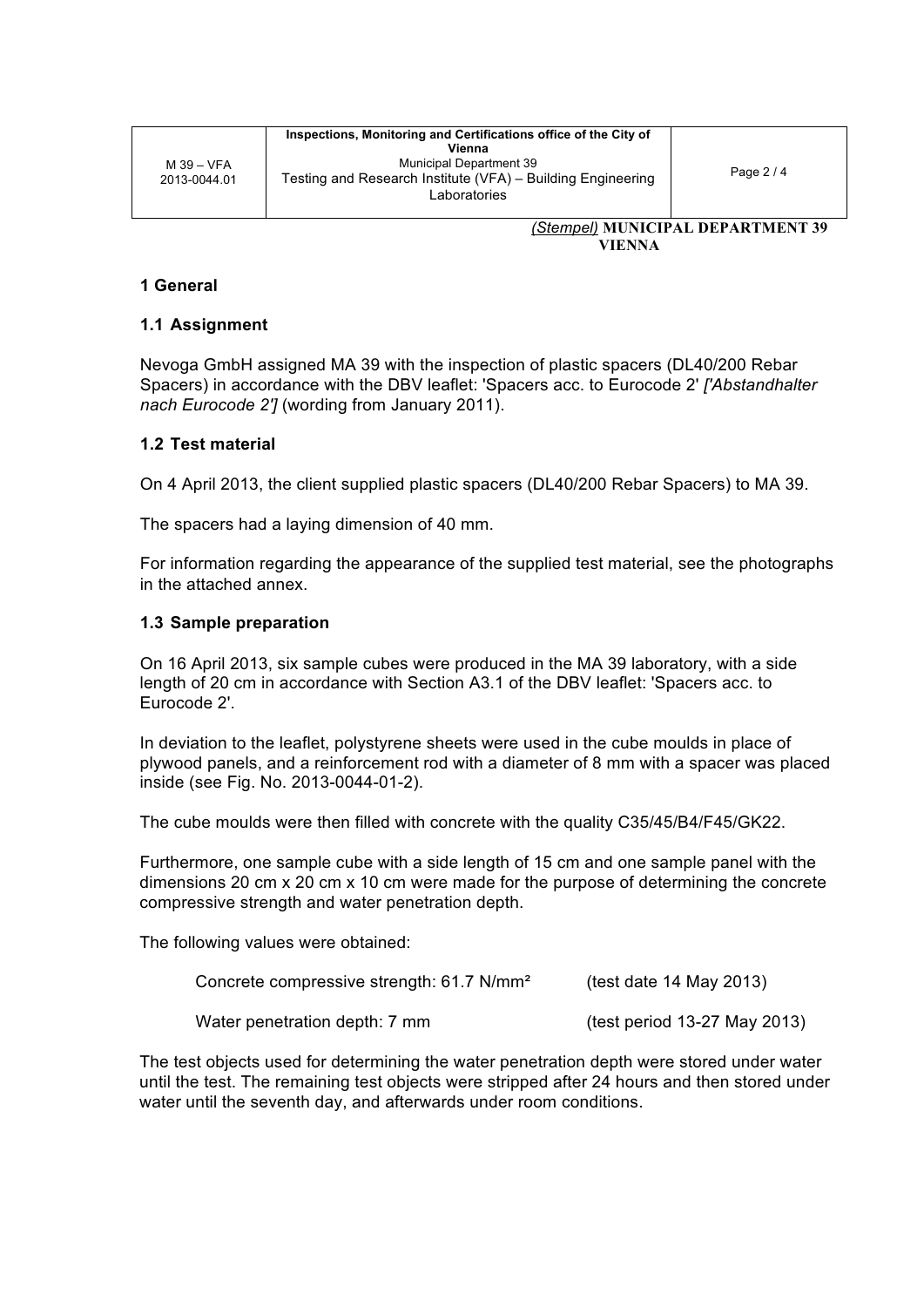(Stempel) **MUNICIPAL DEPARTMENT 39 VIENNA**

## 1 General

### 1.1 Assignment

Nevoga GmbH assigned MA 39 with the inspection of plastic spacers (DL40/200 Rebar Spacers) in accordance with the DBV leaflet: 'Spacers acc. to Eurocode 2' *['Abstandhalter nach Eurocode 2']* (wording from January 2011).

### 1.2 Test material

On 4 April 2013, the client supplied plastic spacers (DL40/200 Rebar Spacers) to MA 39.

The spacers had a laying dimension of 40 mm.

For information regarding the appearance of the supplied test material, see the photographs in the attached annex.

### 1.3 Sample preparation

On 16 April 2013, six sample cubes were produced in the MA 39 laboratory, with a side length of 20 cm in accordance with Section A3.1 of the DBV leaflet: 'Spacers acc. to Eurocode 2'.

In deviation to the leaflet, polystyrene sheets were used in the cube moulds in place of plywood panels, and a reinforcement rod with a diameter of 8 mm with a spacer was placed inside (see Fig. No. 2013-0044-01-2).

The cube moulds were then filled with concrete with the quality C35/45/B4/F45/GK22.

Furthermore, one sample cube with a side length of 15 cm and one sample panel with the dimensions 20 cm x 20 cm x 10 cm were made for the purpose of determining the concrete compressive strength and water penetration depth.

The following values were obtained:

| | |
|---|---|
| Concrete compressive strength: 61.7 N/mm² | (test date 14 May 2013) |
| Water penetration depth: 7 mm | (test period 13-27 May 2013) |

The test objects used for determining the water penetration depth were stored under water until the test. The remaining test objects were stripped after 24 hours and then stored under water until the seventh day, and afterwards under room conditions.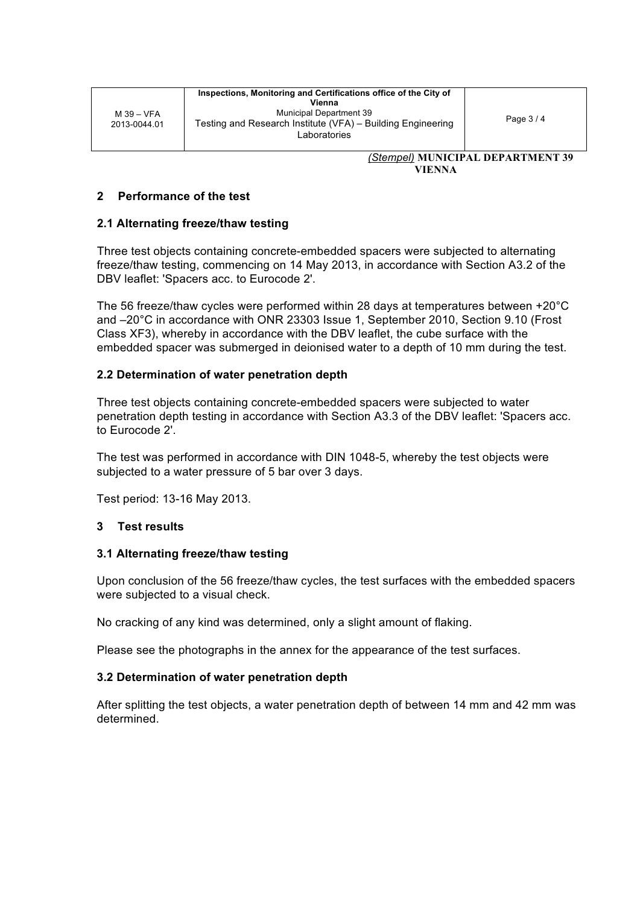*(Stempel)* **MUNICIPAL DEPARTMENT 39 VIENNA**

## 2 Performance of the test

### 2.1 Alternating freeze/thaw testing

Three test objects containing concrete-embedded spacers were subjected to alternating freeze/thaw testing, commencing on 14 May 2013, in accordance with Section A3.2 of the DBV leaflet: 'Spacers acc. to Eurocode 2'.

The 56 freeze/thaw cycles were performed within 28 days at temperatures between +20°C and –20°C in accordance with ONR 23303 Issue 1, September 2010, Section 9.10 (Frost Class XF3), whereby in accordance with the DBV leaflet, the cube surface with the embedded spacer was submerged in deionised water to a depth of 10 mm during the test.

### 2.2 Determination of water penetration depth

Three test objects containing concrete-embedded spacers were subjected to water penetration depth testing in accordance with Section A3.3 of the DBV leaflet: 'Spacers acc. to Eurocode 2'.

The test was performed in accordance with DIN 1048-5, whereby the test objects were subjected to a water pressure of 5 bar over 3 days.

Test period: 13-16 May 2013.

## 3 Test results

### 3.1 Alternating freeze/thaw testing

Upon conclusion of the 56 freeze/thaw cycles, the test surfaces with the embedded spacers were subjected to a visual check.

No cracking of any kind was determined, only a slight amount of flaking.

Please see the photographs in the annex for the appearance of the test surfaces.

### 3.2 Determination of water penetration depth

After splitting the test objects, a water penetration depth of between 14 mm and 42 mm was determined.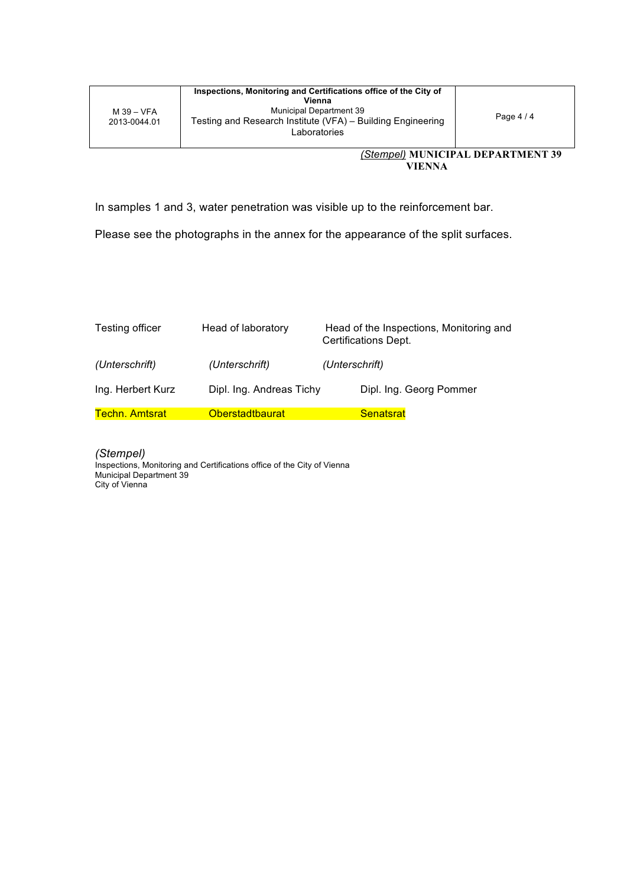| M 39 – VFA 2013-0044.01 | **Inspections, Monitoring and Certifications office of the City of Vienna** Municipal Department 39 Testing and Research Institute (VFA) – Building Engineering Laboratories | |
|---|---|---|

*(Stempel)* **MUNICIPAL DEPARTMENT 39 VIENNA**

In samples 1 and 3, water penetration was visible up to the reinforcement bar.

Please see the photographs in the annex for the appearance of the split surfaces.

| Testing officer | Head of laboratory | Head of the Inspections, Monitoring and Certifications Dept. |
|---|---|---|
| *(Unterschrift)* | *(Unterschrift)* | *(Unterschrift)* |
| Ing. Herbert Kurz | Dipl. Ing. Andreas Tichy | Dipl. Ing. Georg Pommer |
| Techn. Amtsrat | Oberstadtbaurat | Senatsrat |

*(Stempel)*
Inspections, Monitoring and Certifications office of the City of Vienna
Municipal Department 39
City of Vienna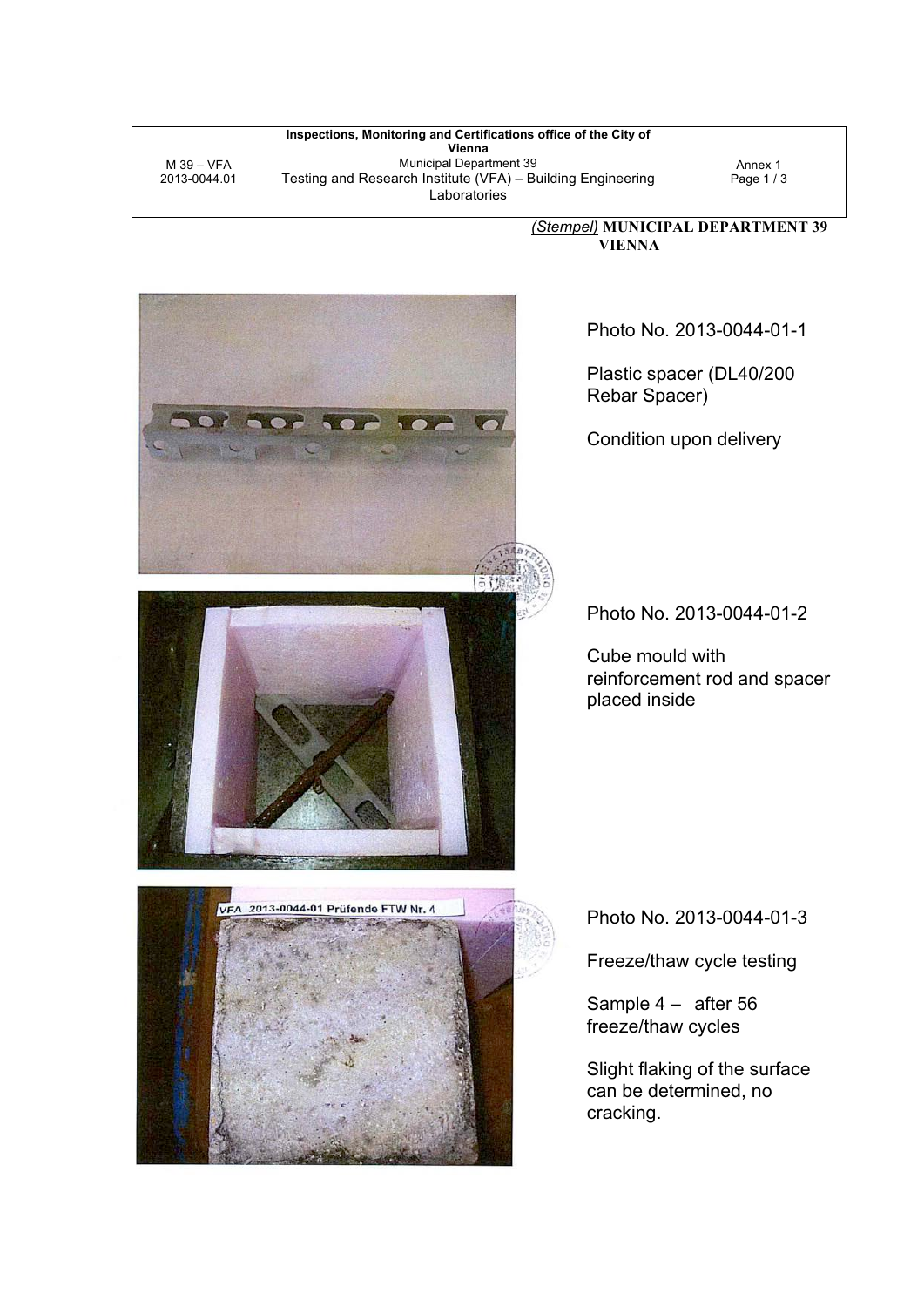| M 39 – VFA 2013-0044.01 | **Inspections, Monitoring and Certifications office of the City of Vienna** Municipal Department 39 Testing and Research Institute (VFA) – Building Engineering Laboratories | Annex 1 Page 1 / 3 |
|---|---|---|

*(Stempel)* **MUNICIPAL DEPARTMENT 39 VIENNA**

Photo No. 2013-0044-01-1

Plastic spacer (DL40/200 Rebar Spacer)

Condition upon delivery

Photo No. 2013-0044-01-2

Cube mould with reinforcement rod and spacer placed inside

Photo No. 2013-0044-01-3

Freeze/thaw cycle testing

Sample 4 – after 56 freeze/thaw cycles

Slight flaking of the surface can be determined, no cracking.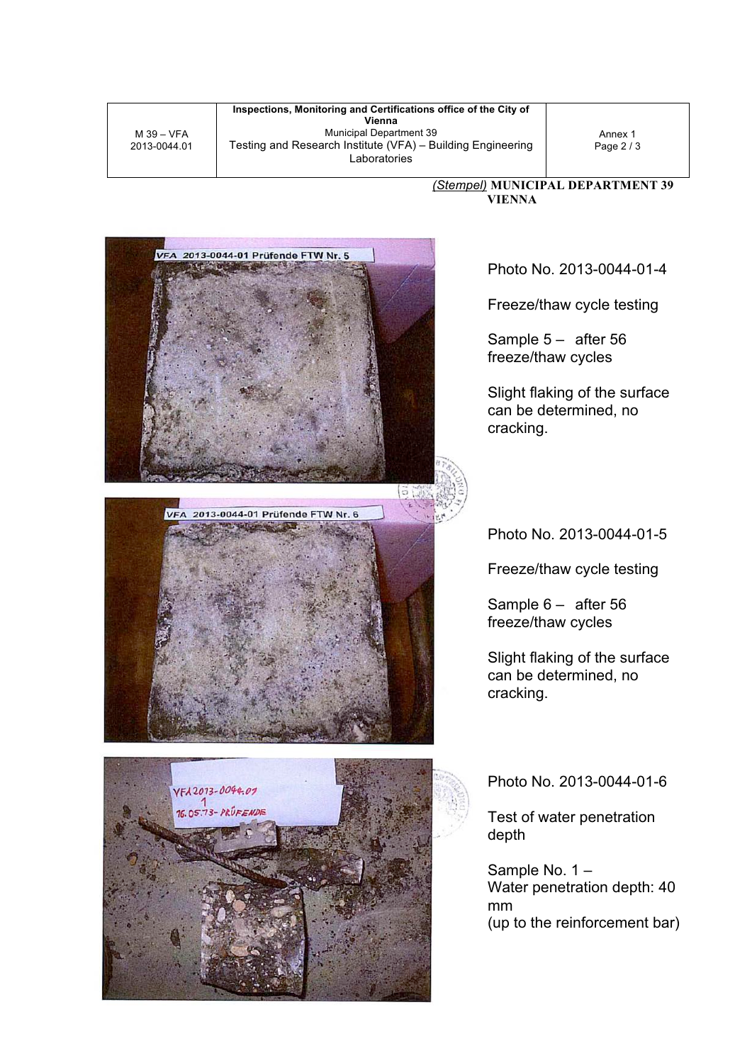| M 39 – VFA 2013-0044.01 | **Inspections, Monitoring and Certifications office of the City of Vienna** Municipal Department 39 Testing and Research Institute (VFA) – Building Engineering Laboratories | Annex 1 Page 2 / 3 |
| --- | --- | --- |

*(Stempel)* **MUNICIPAL DEPARTMENT 39 VIENNA**

Photo No. 2013-0044-01-4

Freeze/thaw cycle testing

Sample 5 – after 56 freeze/thaw cycles

Slight flaking of the surface can be determined, no cracking.

Photo No. 2013-0044-01-5

Freeze/thaw cycle testing

Sample 6 – after 56 freeze/thaw cycles

Slight flaking of the surface can be determined, no cracking.

Photo No. 2013-0044-01-6

Test of water penetration depth

Sample No. 1 –
Water penetration depth: 40 mm
(up to the reinforcement bar)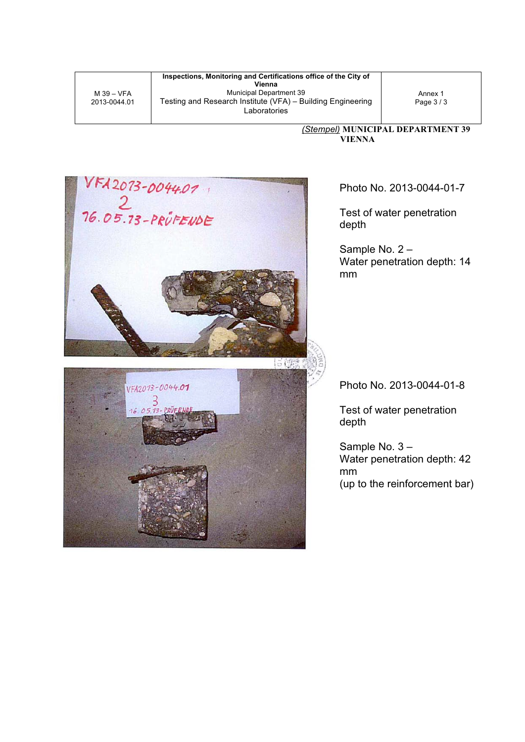| | | |
|---|---|---|
| M 39 – VFA<br>2013-0044.01 | **Inspections, Monitoring and Certifications office of the City of Vienna**<br>Municipal Department 39<br>Testing and Research Institute (VFA) – Building Engineering Laboratories | Annex 1 |

*(Stempel)* **MUNICIPAL DEPARTMENT 39 VIENNA**

Photo No. 2013-0044-01-7

Test of water penetration depth

Sample No. 2 –
Water penetration depth: 14 mm

Photo No. 2013-0044-01-8

Test of water penetration depth

Sample No. 3 –
Water penetration depth: 42 mm
(up to the reinforcement bar)